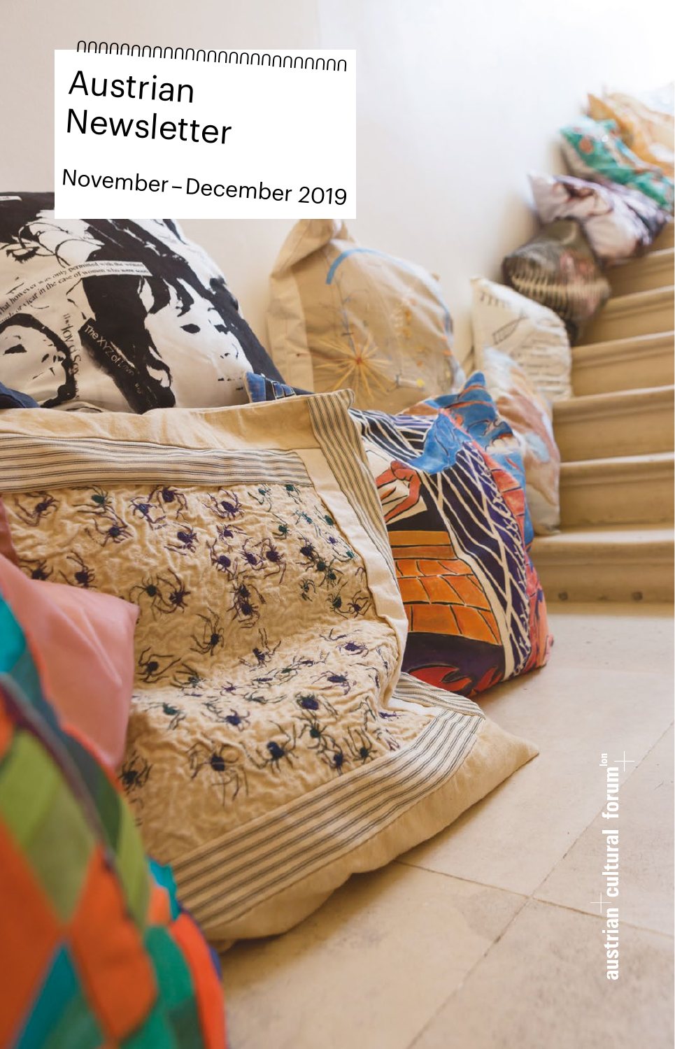# Austrian Newsletter

November – December 2019

austrian cultural forum[lon]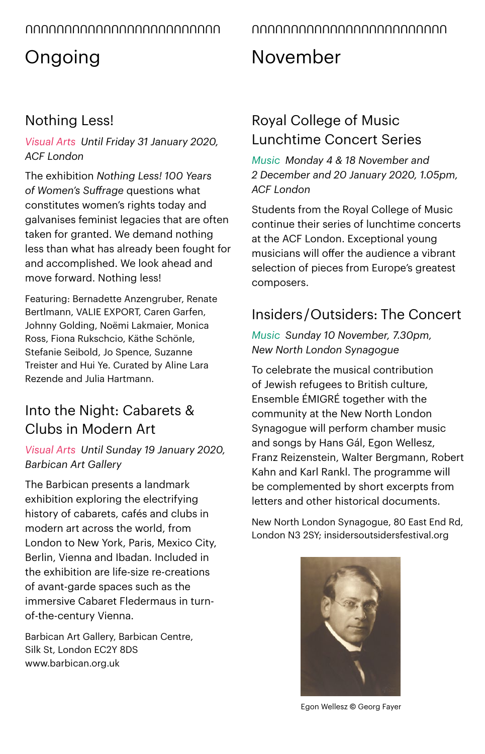# Ongoing

## Nothing Less!

*Visual Arts Until Friday 31 January 2020, ACF London*

The exhibition *Nothing Less! 100 Years of Women's Suffrage* questions what constitutes women's rights today and galvanises feminist legacies that are often taken for granted. We demand nothing less than what has already been fought for and accomplished. We look ahead and move forward. Nothing less!

Featuring: Bernadette Anzengruber, Renate Bertlmann, VALIE EXPORT, Caren Garfen, Johnny Golding, Noëmi Lakmaier, Monica Ross, Fiona Rukschcio, Käthe Schönle, Stefanie Seibold, Jo Spence, Suzanne Treister and Hui Ye. Curated by Aline Lara Rezende and Julia Hartmann.

## Into the Night: Cabarets & Clubs in Modern Art

*Visual Arts Until Sunday 19 January 2020, Barbican Art Gallery*

The Barbican presents a landmark exhibition exploring the electrifying history of cabarets, cafés and clubs in modern art across the world, from London to New York, Paris, Mexico City, Berlin, Vienna and Ibadan. Included in the exhibition are life-size re-creations of avant-garde spaces such as the immersive Cabaret Fledermaus in turn-of-the-century Vienna.

Barbican Art Gallery, Barbican Centre, Silk St, London EC2Y 8DS
www.barbican.org.uk

# November

## Royal College of Music Lunchtime Concert Series

*Music Monday 4 & 18 November and 2 December and 20 January 2020, 1.05pm, ACF London*

Students from the Royal College of Music continue their series of lunchtime concerts at the ACF London. Exceptional young musicians will offer the audience a vibrant selection of pieces from Europe's greatest composers.

## Insiders/Outsiders: The Concert

*Music Sunday 10 November, 7.30pm, New North London Synagogue*

To celebrate the musical contribution of Jewish refugees to British culture, Ensemble ÉMIGRÉ together with the community at the New North London Synagogue will perform chamber music and songs by Hans Gál, Egon Wellesz, Franz Reizenstein, Walter Bergmann, Robert Kahn and Karl Rankl. The programme will be complemented by short excerpts from letters and other historical documents.

New North London Synagogue, 80 East End Rd, London N3 2SY; insidersoutsidersfestival.org

Egon Wellesz © Georg Fayer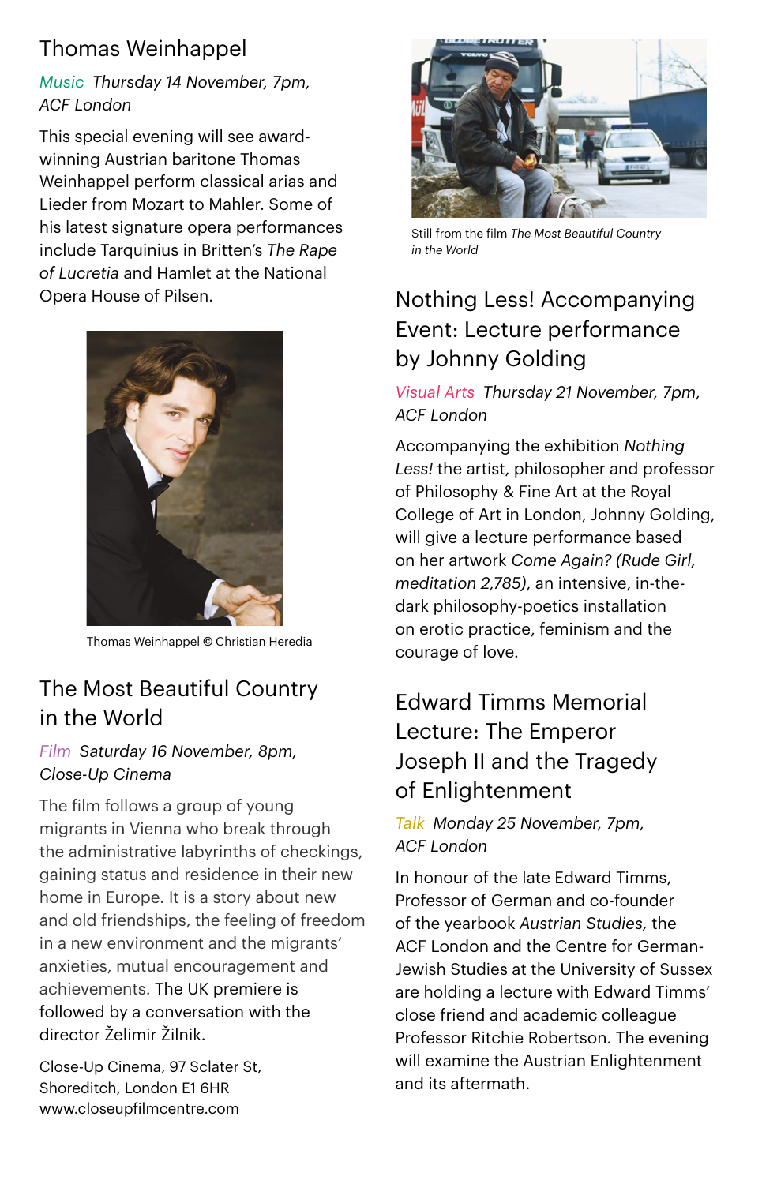## Thomas Weinhappel

*Music Thursday 14 November, 7pm, ACF London*

This special evening will see award-winning Austrian baritone Thomas Weinhappel perform classical arias and Lieder from Mozart to Mahler. Some of his latest signature opera performances include Tarquinius in Britten's *The Rape of Lucretia* and Hamlet at the National Opera House of Pilsen.

Thomas Weinhappel © Christian Heredia

## The Most Beautiful Country in the World

*Film Saturday 16 November, 8pm, Close-Up Cinema*

The film follows a group of young migrants in Vienna who break through the administrative labyrinths of checkings, gaining status and residence in their new home in Europe. It is a story about new and old friendships, the feeling of freedom in a new environment and the migrants' anxieties, mutual encouragement and achievements. The UK premiere is followed by a conversation with the director Želimir Žilnik.

Close-Up Cinema, 97 Sclater St, Shoreditch, London E1 6HR
www.closeupfilmcentre.com

Still from the film *The Most Beautiful Country in the World*

## Nothing Less! Accompanying Event: Lecture performance by Johnny Golding

*Visual Arts Thursday 21 November, 7pm, ACF London*

Accompanying the exhibition *Nothing Less!* the artist, philosopher and professor of Philosophy & Fine Art at the Royal College of Art in London, Johnny Golding, will give a lecture performance based on her artwork *Come Again? (Rude Girl, meditation 2,785)*, an intensive, in-the-dark philosophy-poetics installation on erotic practice, feminism and the courage of love.

## Edward Timms Memorial Lecture: The Emperor Joseph II and the Tragedy of Enlightenment

*Talk Monday 25 November, 7pm, ACF London*

In honour of the late Edward Timms, Professor of German and co-founder of the yearbook *Austrian Studies,* the ACF London and the Centre for German-Jewish Studies at the University of Sussex are holding a lecture with Edward Timms' close friend and academic colleague Professor Ritchie Robertson. The evening will examine the Austrian Enlightenment and its aftermath.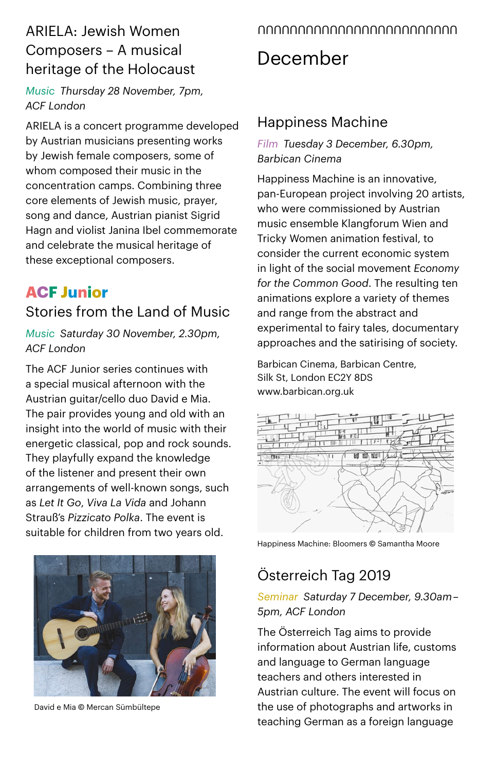## ARIELA: Jewish Women Composers – A musical heritage of the Holocaust

Music *Thursday 28 November, 7pm, ACF London*

ARIELA is a concert programme developed by Austrian musicians presenting works by Jewish female composers, some of whom composed their music in the concentration camps. Combining three core elements of Jewish music, prayer, song and dance, Austrian pianist Sigrid Hagn and violist Janina Ibel commemorate and celebrate the musical heritage of these exceptional composers.

**ACF Junior**

## Stories from the Land of Music

Music *Saturday 30 November, 2.30pm, ACF London*

The ACF Junior series continues with a special musical afternoon with the Austrian guitar/cello duo David e Mia. The pair provides young and old with an insight into the world of music with their energetic classical, pop and rock sounds. They playfully expand the knowledge of the listener and present their own arrangements of well-known songs, such as *Let It Go*, *Viva La Vida* and Johann Strauß's *Pizzicato Polka*. The event is suitable for children from two years old.

David e Mia © Mercan Sümbültepe

# December

## Happiness Machine

Film *Tuesday 3 December, 6.30pm, Barbican Cinema*

Happiness Machine is an innovative, pan-European project involving 20 artists, who were commissioned by Austrian music ensemble Klangforum Wien and Tricky Women animation festival, to consider the current economic system in light of the social movement *Economy for the Common Good*. The resulting ten animations explore a variety of themes and range from the abstract and experimental to fairy tales, documentary approaches and the satirising of society.

Barbican Cinema, Barbican Centre,
Silk St, London EC2Y 8DS
www.barbican.org.uk

Happiness Machine: Bloomers © Samantha Moore

## Österreich Tag 2019

Seminar *Saturday 7 December, 9.30am–5pm, ACF London*

The Österreich Tag aims to provide information about Austrian life, customs and language to German language teachers and others interested in Austrian culture. The event will focus on the use of photographs and artworks in teaching German as a foreign language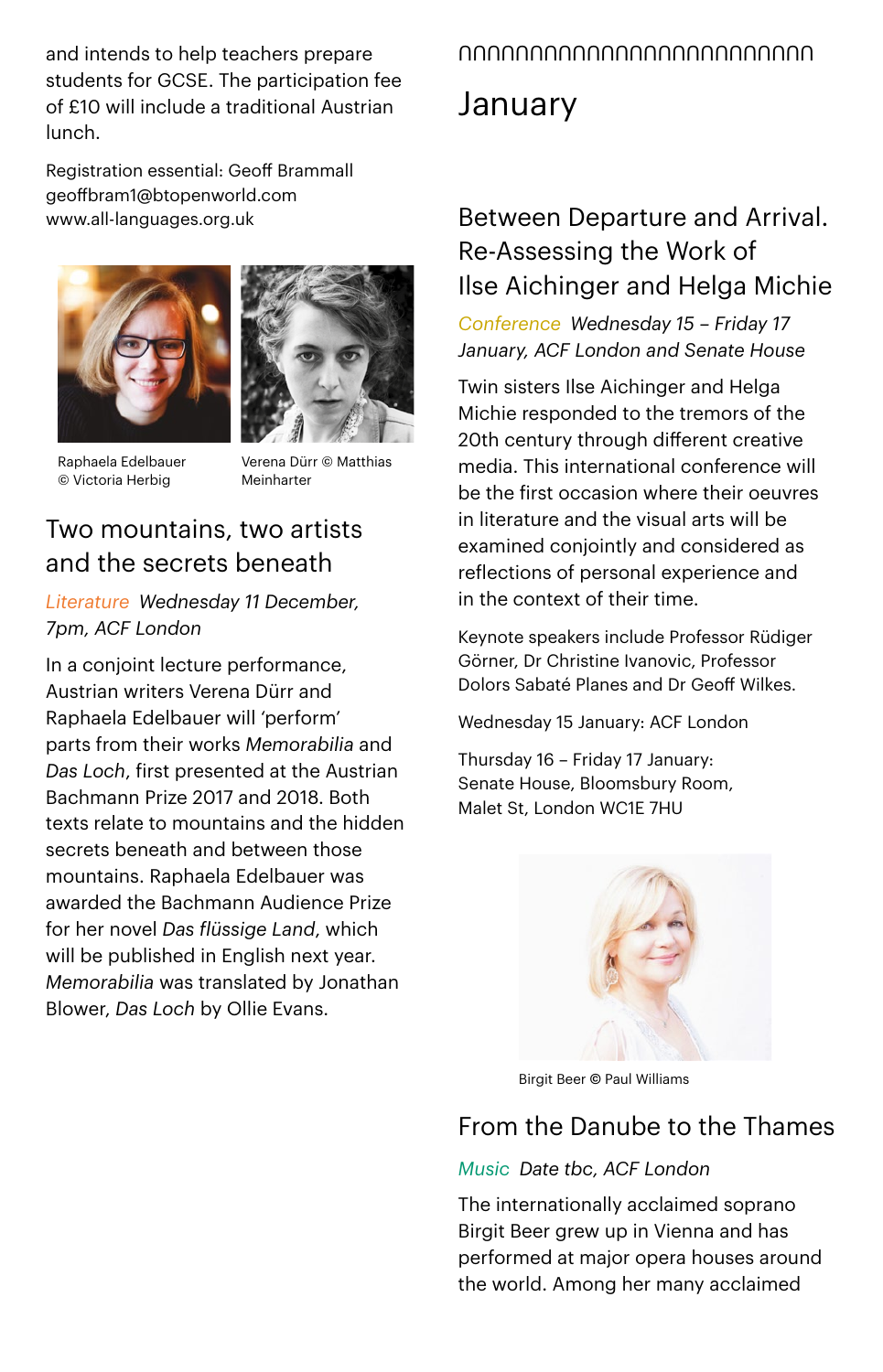and intends to help teachers prepare students for GCSE. The participation fee of £10 will include a traditional Austrian lunch.

Registration essential: Geoff Brammall
geoffbram1@btopenworld.com
www.all-languages.org.uk

Raphaela Edelbauer © Victoria Herbig

Verena Dürr © Matthias Meinharter

## Two mountains, two artists and the secrets beneath

*Literature Wednesday 11 December, 7pm, ACF London*

In a conjoint lecture performance, Austrian writers Verena Dürr and Raphaela Edelbauer will 'perform' parts from their works *Memorabilia* and *Das Loch*, first presented at the Austrian Bachmann Prize 2017 and 2018. Both texts relate to mountains and the hidden secrets beneath and between those mountains. Raphaela Edelbauer was awarded the Bachmann Audience Prize for her novel *Das flüssige Land*, which will be published in English next year. *Memorabilia* was translated by Jonathan Blower, *Das Loch* by Ollie Evans.

# January

## Between Departure and Arrival. Re-Assessing the Work of Ilse Aichinger and Helga Michie

*Conference Wednesday 15 – Friday 17 January, ACF London and Senate House*

Twin sisters Ilse Aichinger and Helga Michie responded to the tremors of the 20th century through different creative media. This international conference will be the first occasion where their oeuvres in literature and the visual arts will be examined conjointly and considered as reflections of personal experience and in the context of their time.

Keynote speakers include Professor Rüdiger Görner, Dr Christine Ivanovic, Professor Dolors Sabaté Planes and Dr Geoff Wilkes.

Wednesday 15 January: ACF London

Thursday 16 – Friday 17 January:
Senate House, Bloomsbury Room,
Malet St, London WC1E 7HU

Birgit Beer © Paul Williams

## From the Danube to the Thames

*Music Date tbc, ACF London*

The internationally acclaimed soprano Birgit Beer grew up in Vienna and has performed at major opera houses around the world. Among her many acclaimed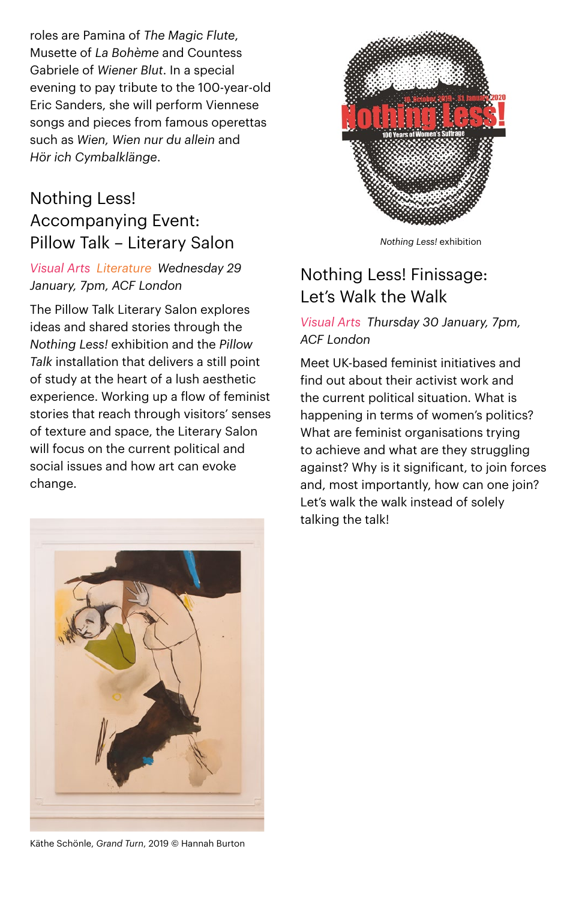roles are Pamina of *The Magic Flute*, Musette of *La Bohème* and Countess Gabriele of *Wiener Blut*. In a special evening to pay tribute to the 100-year-old Eric Sanders, she will perform Viennese songs and pieces from famous operettas such as *Wien, Wien nur du allein* and *Hör ich Cymbalklänge*.

## Nothing Less! Accompanying Event: Pillow Talk – Literary Salon

*Visual Arts Literature Wednesday 29 January, 7pm, ACF London*

The Pillow Talk Literary Salon explores ideas and shared stories through the *Nothing Less!* exhibition and the *Pillow Talk* installation that delivers a still point of study at the heart of a lush aesthetic experience. Working up a flow of feminist stories that reach through visitors' senses of texture and space, the Literary Salon will focus on the current political and social issues and how art can evoke change.

Käthe Schönle, *Grand Turn*, 2019 © Hannah Burton

*Nothing Less!* exhibition

## Nothing Less! Finissage: Let's Walk the Walk

*Visual Arts Thursday 30 January, 7pm, ACF London*

Meet UK-based feminist initiatives and find out about their activist work and the current political situation. What is happening in terms of women's politics? What are feminist organisations trying to achieve and what are they struggling against? Why is it significant, to join forces and, most importantly, how can one join? Let's walk the walk instead of solely talking the talk!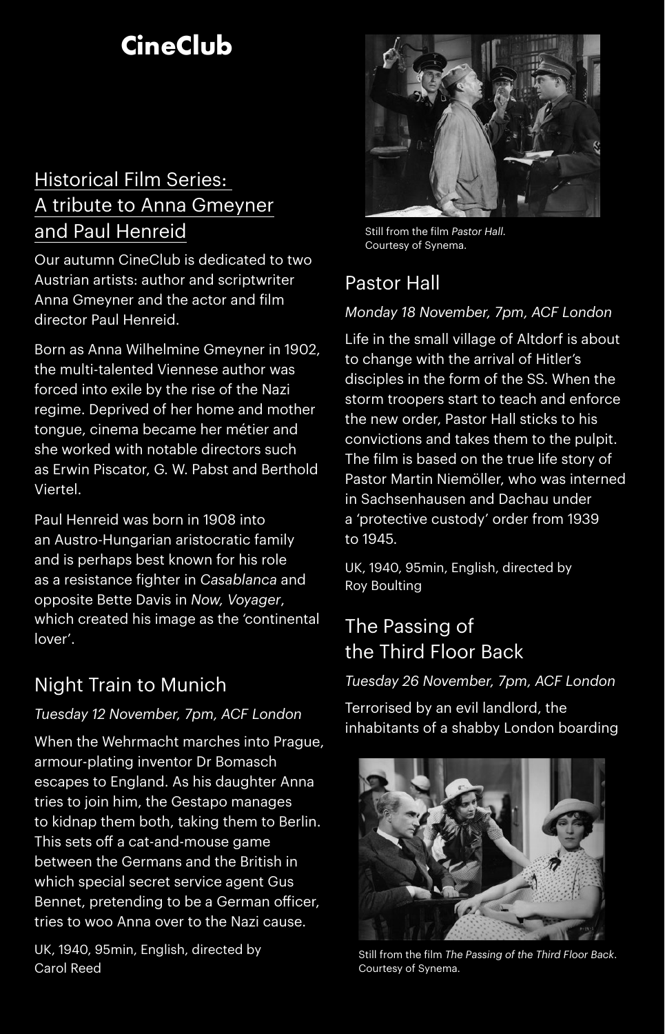# CineClub

## Historical Film Series: A tribute to Anna Gmeyner and Paul Henreid

Our autumn CineClub is dedicated to two Austrian artists: author and scriptwriter Anna Gmeyner and the actor and film director Paul Henreid.

Born as Anna Wilhelmine Gmeyner in 1902, the multi-talented Viennese author was forced into exile by the rise of the Nazi regime. Deprived of her home and mother tongue, cinema became her métier and she worked with notable directors such as Erwin Piscator, G. W. Pabst and Berthold Viertel.

Paul Henreid was born in 1908 into an Austro-Hungarian aristocratic family and is perhaps best known for his role as a resistance fighter in *Casablanca* and opposite Bette Davis in *Now, Voyager*, which created his image as the 'continental lover'.

### Night Train to Munich

*Tuesday 12 November, 7pm, ACF London*

When the Wehrmacht marches into Prague, armour-plating inventor Dr Bomasch escapes to England. As his daughter Anna tries to join him, the Gestapo manages to kidnap them both, taking them to Berlin. This sets off a cat-and-mouse game between the Germans and the British in which special secret service agent Gus Bennet, pretending to be a German officer, tries to woo Anna over to the Nazi cause.

UK, 1940, 95min, English, directed by Carol Reed

Still from the film *Pastor Hall*. Courtesy of Synema.

### Pastor Hall

*Monday 18 November, 7pm, ACF London*

Life in the small village of Altdorf is about to change with the arrival of Hitler's disciples in the form of the SS. When the storm troopers start to teach and enforce the new order, Pastor Hall sticks to his convictions and takes them to the pulpit. The film is based on the true life story of Pastor Martin Niemöller, who was interned in Sachsenhausen and Dachau under a 'protective custody' order from 1939 to 1945.

UK, 1940, 95min, English, directed by Roy Boulting

### The Passing of the Third Floor Back

*Tuesday 26 November, 7pm, ACF London*

Terrorised by an evil landlord, the inhabitants of a shabby London boarding

Still from the film *The Passing of the Third Floor Back*. Courtesy of Synema.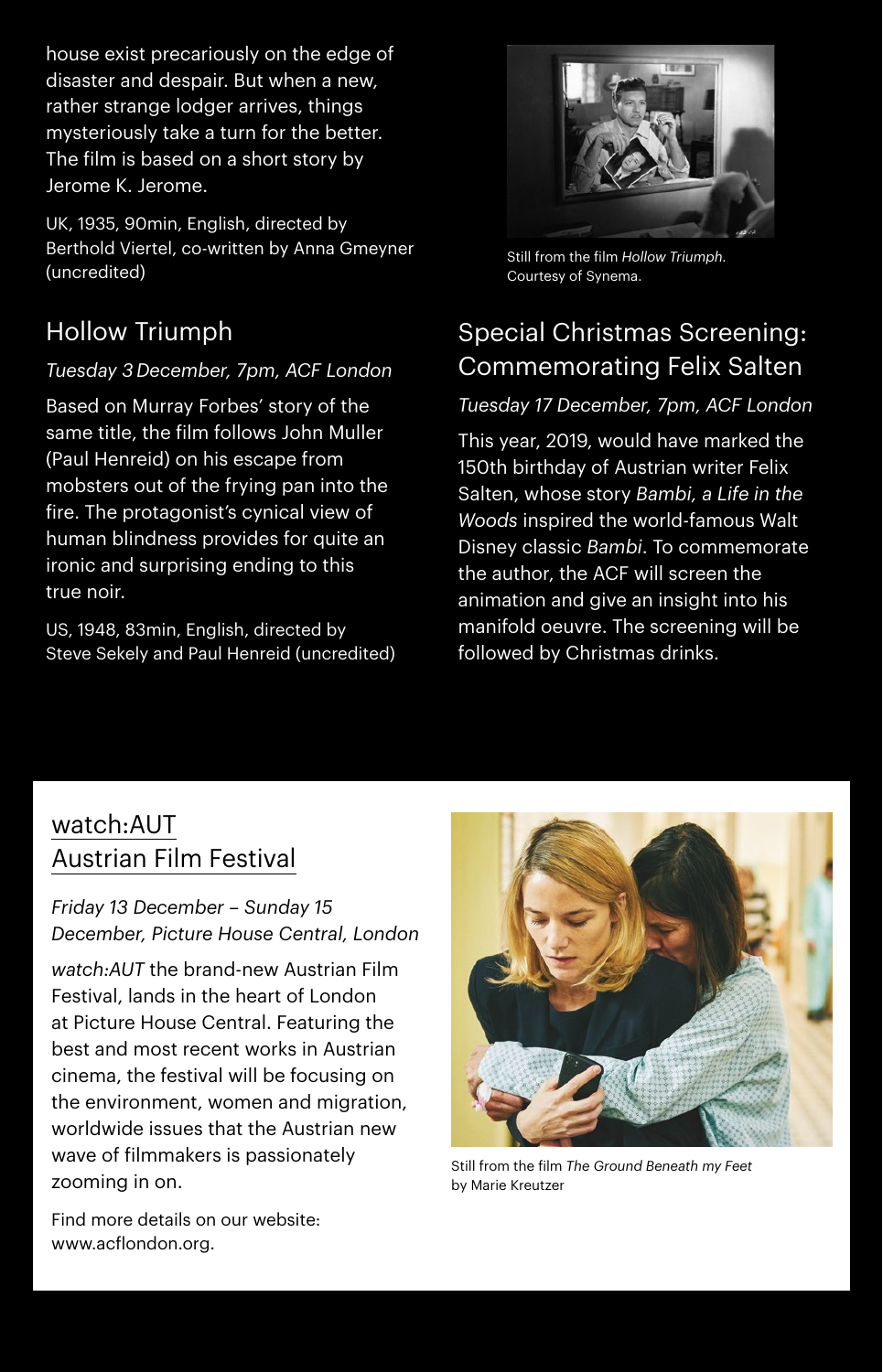house exist precariously on the edge of disaster and despair. But when a new, rather strange lodger arrives, things mysteriously take a turn for the better. The film is based on a short story by Jerome K. Jerome.

UK, 1935, 90min, English, directed by Berthold Viertel, co-written by Anna Gmeyner (uncredited)

## Hollow Triumph

*Tuesday 3 December, 7pm, ACF London*

Based on Murray Forbes' story of the same title, the film follows John Muller (Paul Henreid) on his escape from mobsters out of the frying pan into the fire. The protagonist's cynical view of human blindness provides for quite an ironic and surprising ending to this true noir.

US, 1948, 83min, English, directed by Steve Sekely and Paul Henreid (uncredited)

Still from the film *Hollow Triumph*. Courtesy of Synema.

## Special Christmas Screening: Commemorating Felix Salten

*Tuesday 17 December, 7pm, ACF London*

This year, 2019, would have marked the 150th birthday of Austrian writer Felix Salten, whose story *Bambi, a Life in the Woods* inspired the world-famous Walt Disney classic *Bambi*. To commemorate the author, the ACF will screen the animation and give an insight into his manifold oeuvre. The screening will be followed by Christmas drinks.

## watch:AUT Austrian Film Festival

*Friday 13 December – Sunday 15 December, Picture House Central, London*

*watch:AUT* the brand-new Austrian Film Festival, lands in the heart of London at Picture House Central. Featuring the best and most recent works in Austrian cinema, the festival will be focusing on the environment, women and migration, worldwide issues that the Austrian new wave of filmmakers is passionately zooming in on.

Find more details on our website: www.acflondon.org.

Still from the film *The Ground Beneath my Feet* by Marie Kreutzer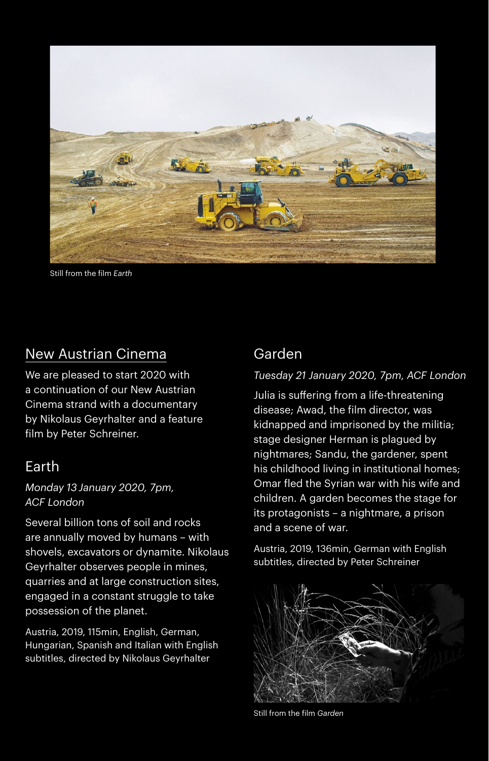Still from the film *Earth*

## New Austrian Cinema

We are pleased to start 2020 with a continuation of our New Austrian Cinema strand with a documentary by Nikolaus Geyrhalter and a feature film by Peter Schreiner.

### Earth

*Monday 13 January 2020, 7pm, ACF London*

Several billion tons of soil and rocks are annually moved by humans – with shovels, excavators or dynamite. Nikolaus Geyrhalter observes people in mines, quarries and at large construction sites, engaged in a constant struggle to take possession of the planet.

Austria, 2019, 115min, English, German, Hungarian, Spanish and Italian with English subtitles, directed by Nikolaus Geyrhalter

### Garden

*Tuesday 21 January 2020, 7pm, ACF London*

Julia is suffering from a life-threatening disease; Awad, the film director, was kidnapped and imprisoned by the militia; stage designer Herman is plagued by nightmares; Sandu, the gardener, spent his childhood living in institutional homes; Omar fled the Syrian war with his wife and children. A garden becomes the stage for its protagonists – a nightmare, a prison and a scene of war.

Austria, 2019, 136min, German with English subtitles, directed by Peter Schreiner

Still from the film *Garden*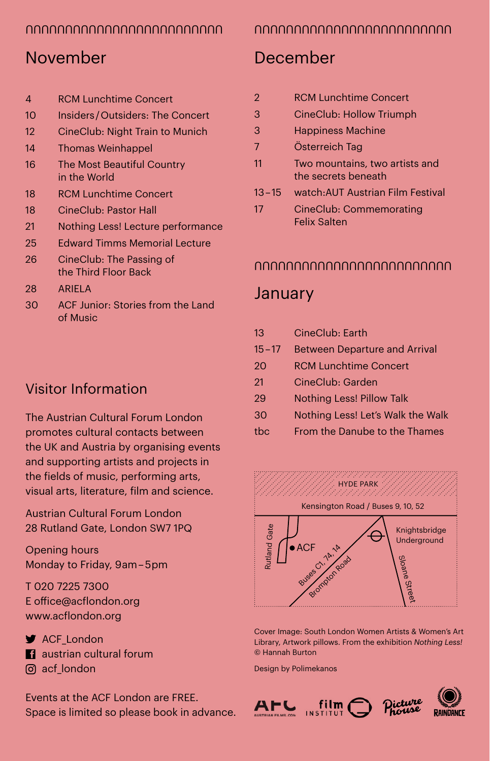## November

| | |
|---|---|
| 4 | RCM Lunchtime Concert |
| 10 | Insiders/Outsiders: The Concert |
| 12 | CineClub: Night Train to Munich |
| 14 | Thomas Weinhappel |
| 16 | The Most Beautiful Country in the World |
| 18 | RCM Lunchtime Concert |
| 18 | CineClub: Pastor Hall |
| 21 | Nothing Less! Lecture performance |
| 25 | Edward Timms Memorial Lecture |
| 26 | CineClub: The Passing of the Third Floor Back |
| 28 | ARIELA |
| 30 | ACF Junior: Stories from the Land of Music |

## Visitor Information

The Austrian Cultural Forum London promotes cultural contacts between the UK and Austria by organising events and supporting artists and projects in the fields of music, performing arts, visual arts, literature, film and science.

Austrian Cultural Forum London
28 Rutland Gate, London SW7 1PQ

Opening hours
Monday to Friday, 9am–5pm

T 020 7225 7300
E office@acflondon.org
www.acflondon.org

ACF_London
austrian cultural forum
acf_london

Events at the ACF London are FREE.
Space is limited so please book in advance.

## December

| | |
|---|---|
| 2 | RCM Lunchtime Concert |
| 3 | CineClub: Hollow Triumph |
| 3 | Happiness Machine |
| 7 | Österreich Tag |
| 11 | Two mountains, two artists and the secrets beneath |
| 13–15 | watch:AUT Austrian Film Festival |
| 17 | CineClub: Commemorating Felix Salten |

## January

| | |
|---|---|
| 13 | CineClub: Earth |
| 15–17 | Between Departure and Arrival |
| 20 | RCM Lunchtime Concert |
| 21 | CineClub: Garden |
| 29 | Nothing Less! Pillow Talk |
| 30 | Nothing Less! Let's Walk the Walk |
| tbc | From the Danube to the Thames |

HYDE PARK
Kensington Road / Buses 9, 10, 52
Rutland Gate
ACF
Buses C1, 74, 14
Brompton Road
Knightsbridge Underground
Sloane Street

Cover Image: South London Women Artists & Women's Art Library, Artwork pillows. From the exhibition *Nothing Less!* © Hannah Burton

Design by Polimekanos

AFC AUSTRIAN FILMS.COM · film INSTITUT · Picture house · RAINDANCE